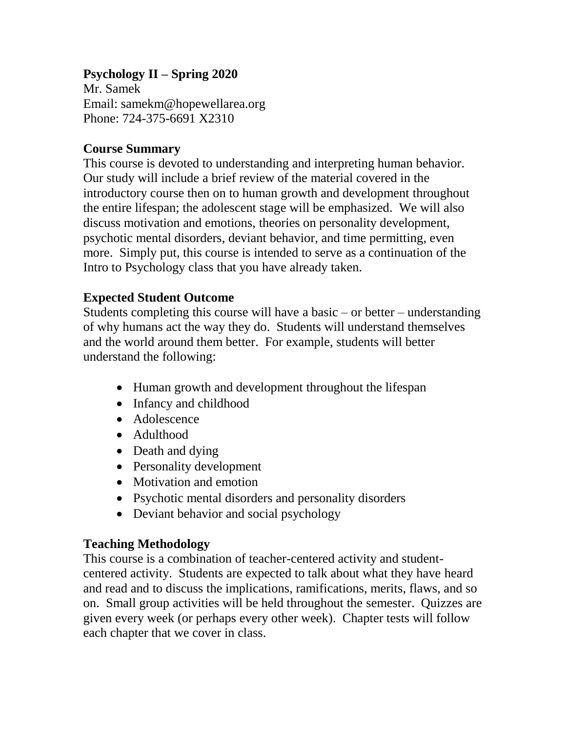**Psychology II – Spring 2020**

Mr. Samek
Email: samekm@hopewellarea.org
Phone: 724-375-6691 X2310

**Course Summary**

This course is devoted to understanding and interpreting human behavior. Our study will include a brief review of the material covered in the introductory course then on to human growth and development throughout the entire lifespan; the adolescent stage will be emphasized. We will also discuss motivation and emotions, theories on personality development, psychotic mental disorders, deviant behavior, and time permitting, even more. Simply put, this course is intended to serve as a continuation of the Intro to Psychology class that you have already taken.

**Expected Student Outcome**

Students completing this course will have a basic – or better – understanding of why humans act the way they do. Students will understand themselves and the world around them better. For example, students will better understand the following:

- Human growth and development throughout the lifespan
- Infancy and childhood
- Adolescence
- Adulthood
- Death and dying
- Personality development
- Motivation and emotion
- Psychotic mental disorders and personality disorders
- Deviant behavior and social psychology

**Teaching Methodology**

This course is a combination of teacher-centered activity and student-centered activity. Students are expected to talk about what they have heard and read and to discuss the implications, ramifications, merits, flaws, and so on. Small group activities will be held throughout the semester. Quizzes are given every week (or perhaps every other week). Chapter tests will follow each chapter that we cover in class.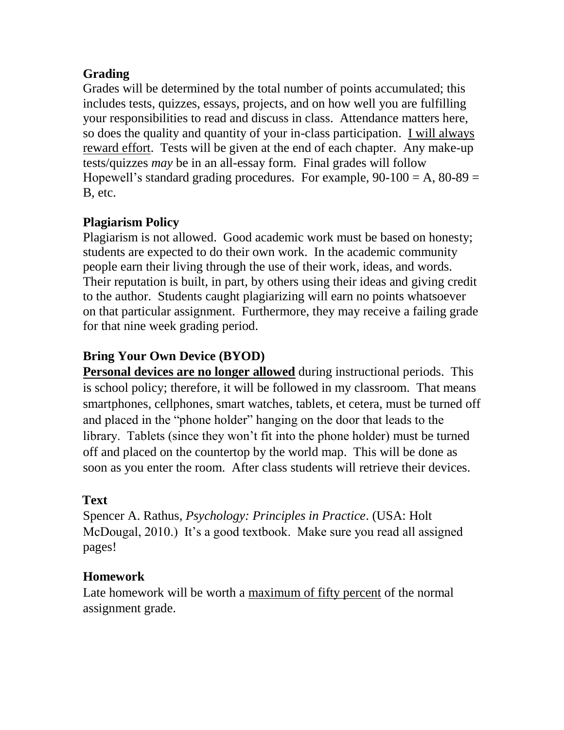**Grading**

Grades will be determined by the total number of points accumulated; this includes tests, quizzes, essays, projects, and on how well you are fulfilling your responsibilities to read and discuss in class. Attendance matters here, so does the quality and quantity of your in-class participation. <u>I will always reward effort</u>. Tests will be given at the end of each chapter. Any make-up tests/quizzes *may* be in an all-essay form. Final grades will follow Hopewell's standard grading procedures. For example, 90-100 = A, 80-89 = B, etc.

**Plagiarism Policy**

Plagiarism is not allowed. Good academic work must be based on honesty; students are expected to do their own work. In the academic community people earn their living through the use of their work, ideas, and words. Their reputation is built, in part, by others using their ideas and giving credit to the author. Students caught plagiarizing will earn no points whatsoever on that particular assignment. Furthermore, they may receive a failing grade for that nine week grading period.

**Bring Your Own Device (BYOD)**

**<u>Personal devices are no longer allowed</u>** during instructional periods. This is school policy; therefore, it will be followed in my classroom. That means smartphones, cellphones, smart watches, tablets, et cetera, must be turned off and placed in the "phone holder" hanging on the door that leads to the library. Tablets (since they won't fit into the phone holder) must be turned off and placed on the countertop by the world map. This will be done as soon as you enter the room. After class students will retrieve their devices.

**Text**

Spencer A. Rathus, *Psychology: Principles in Practice*. (USA: Holt McDougal, 2010.) It's a good textbook. Make sure you read all assigned pages!

**Homework**

Late homework will be worth a <u>maximum of fifty percent</u> of the normal assignment grade.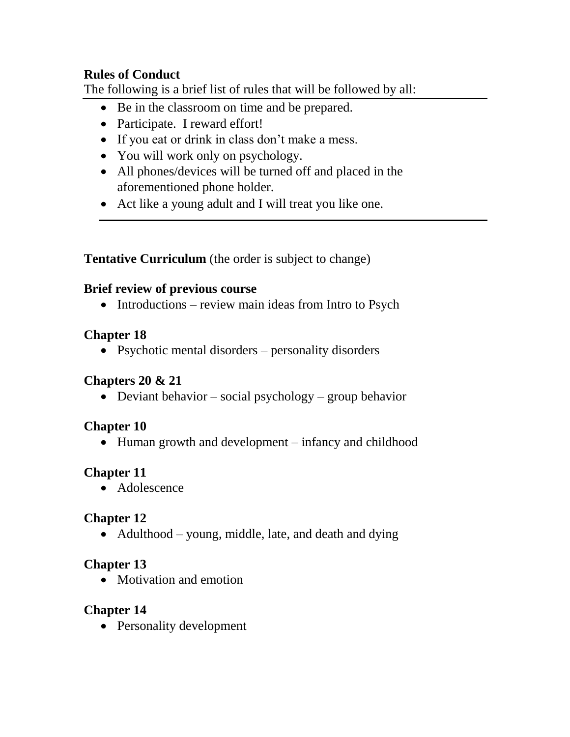**Rules of Conduct**

The following is a brief list of rules that will be followed by all:

- Be in the classroom on time and be prepared.
- Participate. I reward effort!
- If you eat or drink in class don't make a mess.
- You will work only on psychology.
- All phones/devices will be turned off and placed in the aforementioned phone holder.
- Act like a young adult and I will treat you like one.

**Tentative Curriculum** (the order is subject to change)

**Brief review of previous course**

- Introductions – review main ideas from Intro to Psych

**Chapter 18**

- Psychotic mental disorders – personality disorders

**Chapters 20 & 21**

- Deviant behavior – social psychology – group behavior

**Chapter 10**

- Human growth and development – infancy and childhood

**Chapter 11**

- Adolescence

**Chapter 12**

- Adulthood – young, middle, late, and death and dying

**Chapter 13**

- Motivation and emotion

**Chapter 14**

- Personality development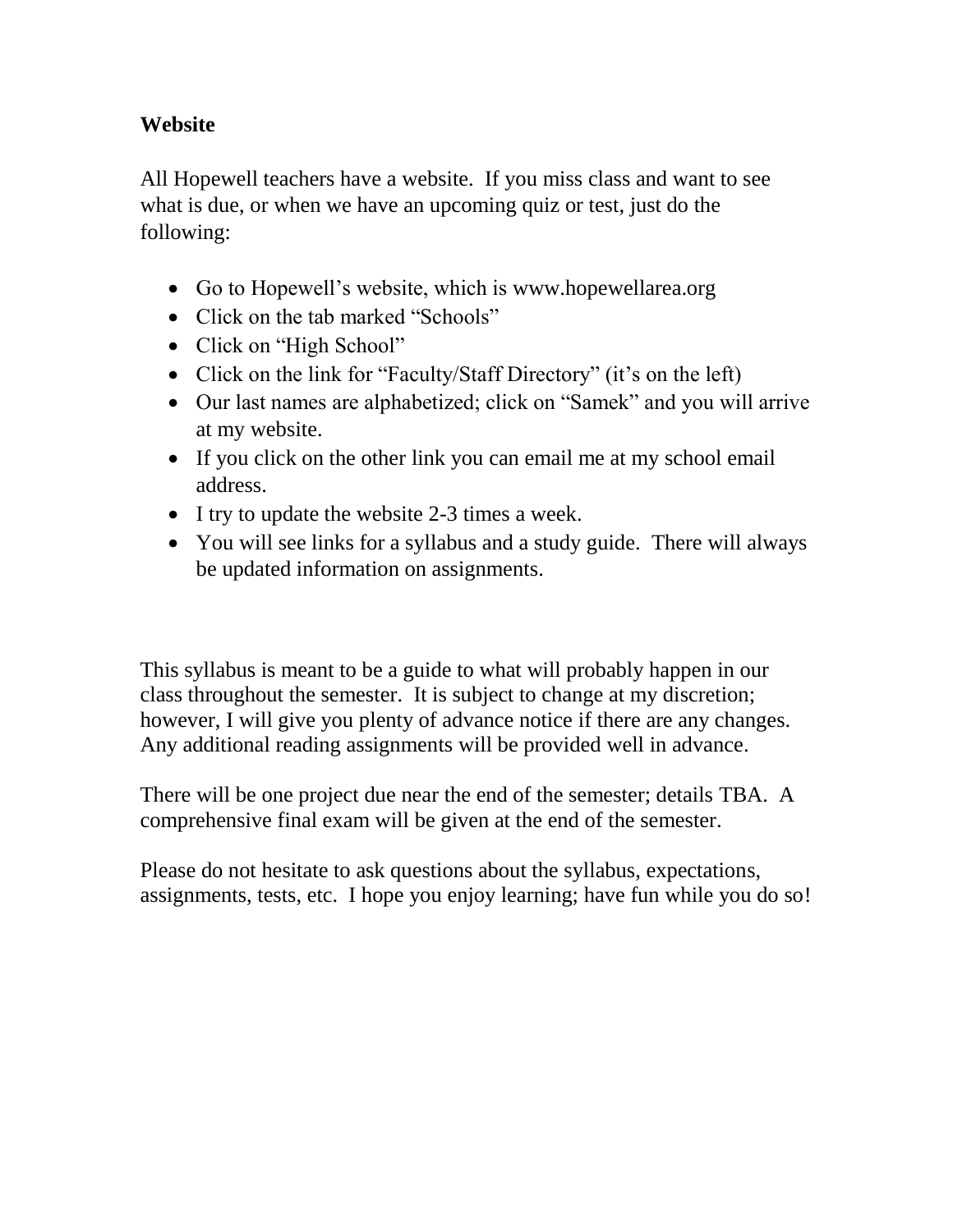**Website**

All Hopewell teachers have a website. If you miss class and want to see what is due, or when we have an upcoming quiz or test, just do the following:

- Go to Hopewell's website, which is www.hopewellarea.org
- Click on the tab marked "Schools"
- Click on "High School"
- Click on the link for "Faculty/Staff Directory" (it's on the left)
- Our last names are alphabetized; click on "Samek" and you will arrive at my website.
- If you click on the other link you can email me at my school email address.
- I try to update the website 2-3 times a week.
- You will see links for a syllabus and a study guide. There will always be updated information on assignments.

This syllabus is meant to be a guide to what will probably happen in our class throughout the semester. It is subject to change at my discretion; however, I will give you plenty of advance notice if there are any changes. Any additional reading assignments will be provided well in advance.

There will be one project due near the end of the semester; details TBA. A comprehensive final exam will be given at the end of the semester.

Please do not hesitate to ask questions about the syllabus, expectations, assignments, tests, etc. I hope you enjoy learning; have fun while you do so!